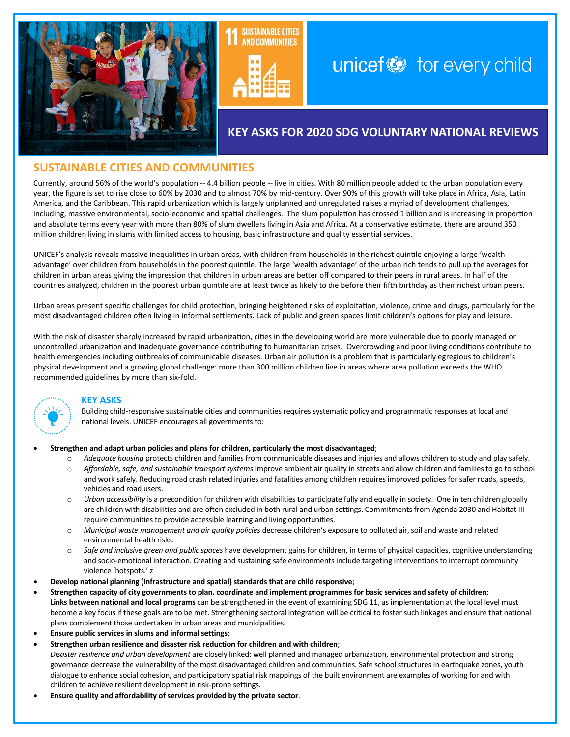11 SUSTAINABLE CITIES AND COMMUNITIES

unicef for every child

# KEY ASKS FOR 2020 SDG VOLUNTARY NATIONAL REVIEWS

## SUSTAINABLE CITIES AND COMMUNITIES

Currently, around 56% of the world's population -- 4.4 billion people -- live in cities. With 80 million people added to the urban population every year, the figure is set to rise close to 60% by 2030 and to almost 70% by mid-century. Over 90% of this growth will take place in Africa, Asia, Latin America, and the Caribbean. This rapid urbanization which is largely unplanned and unregulated raises a myriad of development challenges, including, massive environmental, socio-economic and spatial challenges. The slum population has crossed 1 billion and is increasing in proportion and absolute terms every year with more than 80% of slum dwellers living in Asia and Africa. At a conservative estimate, there are around 350 million children living in slums with limited access to housing, basic infrastructure and quality essential services.

UNICEF's analysis reveals massive inequalities in urban areas, with children from households in the richest quintile enjoying a large 'wealth advantage' over children from households in the poorest quintile. The large 'wealth advantage' of the urban rich tends to pull up the averages for children in urban areas giving the impression that children in urban areas are better off compared to their peers in rural areas. In half of the countries analyzed, children in the poorest urban quintile are at least twice as likely to die before their fifth birthday as their richest urban peers.

Urban areas present specific challenges for child protection, bringing heightened risks of exploitation, violence, crime and drugs, particularly for the most disadvantaged children often living in informal settlements. Lack of public and green spaces limit children's options for play and leisure.

With the risk of disaster sharply increased by rapid urbanization, cities in the developing world are more vulnerable due to poorly managed or uncontrolled urbanization and inadequate governance contributing to humanitarian crises. Overcrowding and poor living conditions contribute to health emergencies including outbreaks of communicable diseases. Urban air pollution is a problem that is particularly egregious to children's physical development and a growing global challenge: more than 300 million children live in areas where area pollution exceeds the WHO recommended guidelines by more than six-fold.

### KEY ASKS

Building child-responsive sustainable cities and communities requires systematic policy and programmatic responses at local and national levels. UNICEF encourages all governments to:

- **Strengthen and adapt urban policies and plans for children, particularly the most disadvantaged**;
  - *Adequate housing* protects children and families from communicable diseases and injuries and allows children to study and play safely.
  - *Affordable, safe, and sustainable transport systems* improve ambient air quality in streets and allow children and families to go to school and work safely. Reducing road crash related injuries and fatalities among children requires improved policies for safer roads, speeds, vehicles and road users.
  - *Urban accessibility* is a precondition for children with disabilities to participate fully and equally in society. One in ten children globally are children with disabilities and are often excluded in both rural and urban settings. Commitments from Agenda 2030 and Habitat III require communities to provide accessible learning and living opportunities.
  - *Municipal waste management and air quality policies* decrease children's exposure to polluted air, soil and waste and related environmental health risks.
  - *Safe and inclusive green and public spaces* have development gains for children, in terms of physical capacities, cognitive understanding and socio-emotional interaction. Creating and sustaining safe environments include targeting interventions to interrupt community violence 'hotspots.' z
- **Develop national planning (infrastructure and spatial) standards that are child responsive**;
- **Strengthen capacity of city governments to plan, coordinate and implement programmes for basic services and safety of children**;
  **Links between national and local programs** can be strengthened in the event of examining SDG 11, as implementation at the local level must become a key focus if these goals are to be met. Strengthening sectoral integration will be critical to foster such linkages and ensure that national plans complement those undertaken in urban areas and municipalities.
- **Ensure public services in slums and informal settings**;
- **Strengthen urban resilience and disaster risk reduction for children and with children**;
  *Disaster resilience and urban development* are closely linked: well planned and managed urbanization, environmental protection and strong governance decrease the vulnerability of the most disadvantaged children and communities. Safe school structures in earthquake zones, youth dialogue to enhance social cohesion, and participatory spatial risk mappings of the built environment are examples of working for and with children to achieve resilient development in risk-prone settings.
- **Ensure quality and affordability of services provided by the private sector**.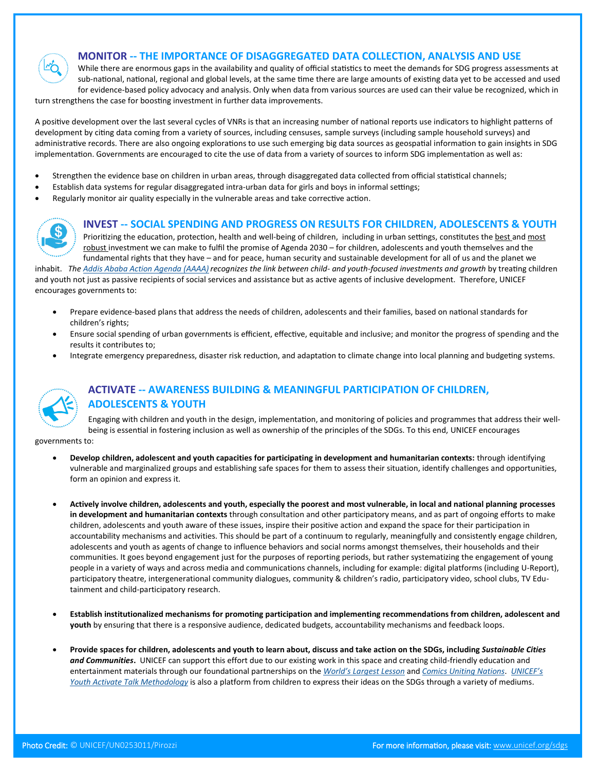## MONITOR -- THE IMPORTANCE OF DISAGGREGATED DATA COLLECTION, ANALYSIS AND USE

While there are enormous gaps in the availability and quality of official statistics to meet the demands for SDG progress assessments at sub-national, national, regional and global levels, at the same time there are large amounts of existing data yet to be accessed and used for evidence-based policy advocacy and analysis. Only when data from various sources are used can their value be recognized, which in turn strengthens the case for boosting investment in further data improvements.

A positive development over the last several cycles of VNRs is that an increasing number of national reports use indicators to highlight patterns of development by citing data coming from a variety of sources, including censuses, sample surveys (including sample household surveys) and administrative records. There are also ongoing explorations to use such emerging big data sources as geospatial information to gain insights in SDG implementation. Governments are encouraged to cite the use of data from a variety of sources to inform SDG implementation as well as:

- Strengthen the evidence base on children in urban areas, through disaggregated data collected from official statistical channels;
- Establish data systems for regular disaggregated intra-urban data for girls and boys in informal settings;
- Regularly monitor air quality especially in the vulnerable areas and take corrective action.

## INVEST -- SOCIAL SPENDING AND PROGRESS ON RESULTS FOR CHILDREN, ADOLESCENTS & YOUTH

Prioritizing the education, protection, health and well-being of children, including in urban settings, constitutes the best and most robust investment we can make to fulfil the promise of Agenda 2030 – for children, adolescents and youth themselves and the fundamental rights that they have – and for peace, human security and sustainable development for all of us and the planet we inhabit. *The Addis Ababa Action Agenda (AAAA) recognizes the link between child- and youth-focused investments and growth* by treating children and youth not just as passive recipients of social services and assistance but as active agents of inclusive development. Therefore, UNICEF encourages governments to:

- Prepare evidence-based plans that address the needs of children, adolescents and their families, based on national standards for children's rights;
- Ensure social spending of urban governments is efficient, effective, equitable and inclusive; and monitor the progress of spending and the results it contributes to;
- Integrate emergency preparedness, disaster risk reduction, and adaptation to climate change into local planning and budgeting systems.

## ACTIVATE -- AWARENESS BUILDING & MEANINGFUL PARTICIPATION OF CHILDREN, ADOLESCENTS & YOUTH

Engaging with children and youth in the design, implementation, and monitoring of policies and programmes that address their well-being is essential in fostering inclusion as well as ownership of the principles of the SDGs. To this end, UNICEF encourages governments to:

- **Develop children, adolescent and youth capacities for participating in development and humanitarian contexts:** through identifying vulnerable and marginalized groups and establishing safe spaces for them to assess their situation, identify challenges and opportunities, form an opinion and express it.

- **Actively involve children, adolescents and youth, especially the poorest and most vulnerable, in local and national planning processes in development and humanitarian contexts** through consultation and other participatory means, and as part of ongoing efforts to make children, adolescents and youth aware of these issues, inspire their positive action and expand the space for their participation in accountability mechanisms and activities. This should be part of a continuum to regularly, meaningfully and consistently engage children, adolescents and youth as agents of change to influence behaviors and social norms amongst themselves, their households and their communities. It goes beyond engagement just for the purposes of reporting periods, but rather systematizing the engagement of young people in a variety of ways and across media and communications channels, including for example: digital platforms (including U-Report), participatory theatre, intergenerational community dialogues, community & children's radio, participatory video, school clubs, TV Edu-tainment and child-participatory research.

- **Establish institutionalized mechanisms for promoting participation and implementing recommendations from children, adolescent and youth** by ensuring that there is a responsive audience, dedicated budgets, accountability mechanisms and feedback loops.

- **Provide spaces for children, adolescents and youth to learn about, discuss and take action on the SDGs, including *Sustainable Cities and Communities*.** UNICEF can support this effort due to our existing work in this space and creating child-friendly education and entertainment materials through our foundational partnerships on the *World's Largest Lesson* and *Comics Uniting Nations*. *UNICEF's Youth Activate Talk Methodology* is also a platform from children to express their ideas on the SDGs through a variety of mediums.

Photo Credit: © UNICEF/UN0253011/Pirozzi

For more information, please visit: www.unicef.org/sdgs